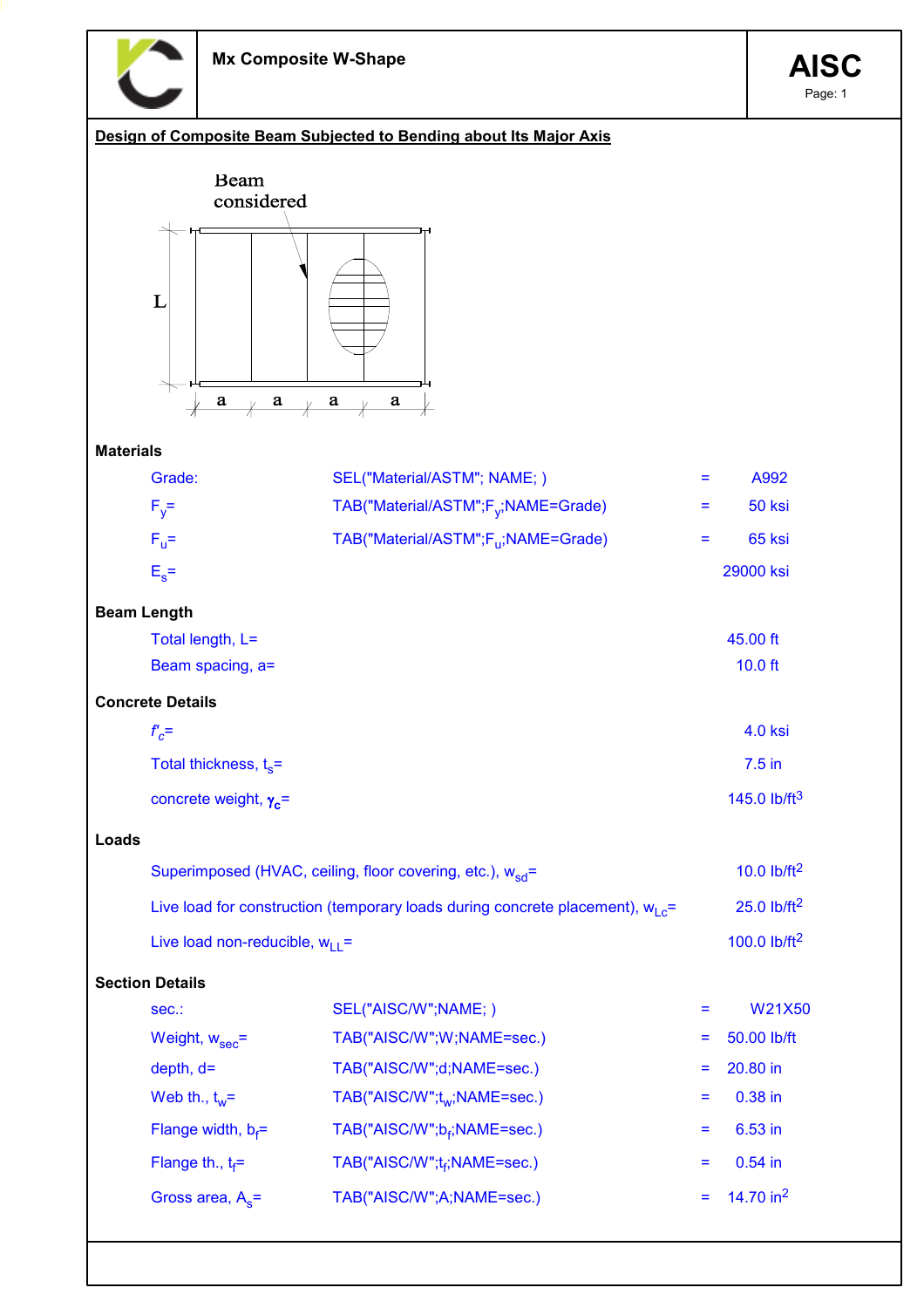# Mx Composite W-Shape

**AISC**

## Design of Composite Beam Subjected to Bending about Its Major Axis

Beam considered

L

a a a a

### Materials

| | | | |
|---|---|---|---|
| Grade: | SEL("Material/ASTM"; NAME; ) | = | A992 |
| $F_y$= | TAB("Material/ASTM";$F_y$;NAME=Grade) | = | 50 ksi |
| $F_u$= | TAB("Material/ASTM";$F_u$;NAME=Grade) | = | 65 ksi |
| $E_s$= | | | 29000 ksi |

### Beam Length

| | |
|---|---|
| Total length, L= | 45.00 ft |
| Beam spacing, a= | 10.0 ft |

### Concrete Details

| | |
|---|---|
| $f'_c$= | 4.0 ksi |
| Total thickness, $t_s$= | 7.5 in |
| concrete weight, $\gamma_c$= | 145.0 lb/ft$^3$ |

### Loads

| | |
|---|---|
| Superimposed (HVAC, ceiling, floor covering, etc.), $w_{sd}$= | 10.0 lb/ft$^2$ |
| Live load for construction (temporary loads during concrete placement), $w_{Lc}$= | 25.0 lb/ft$^2$ |
| Live load non-reducible, $w_{LL}$= | 100.0 lb/ft$^2$ |

### Section Details

| | | | |
|---|---|---|---|
| sec.: | SEL("AISC/W";NAME; ) | = | W21X50 |
| Weight, $w_{sec}$= | TAB("AISC/W";W;NAME=sec.) | = | 50.00 lb/ft |
| depth, d= | TAB("AISC/W";d;NAME=sec.) | = | 20.80 in |
| Web th., $t_w$= | TAB("AISC/W";$t_w$;NAME=sec.) | = | 0.38 in |
| Flange width, $b_f$= | TAB("AISC/W";$b_f$;NAME=sec.) | = | 6.53 in |
| Flange th., $t_f$= | TAB("AISC/W";$t_f$;NAME=sec.) | = | 0.54 in |
| Gross area, $A_s$= | TAB("AISC/W";A;NAME=sec.) | = | 14.70 in$^2$ |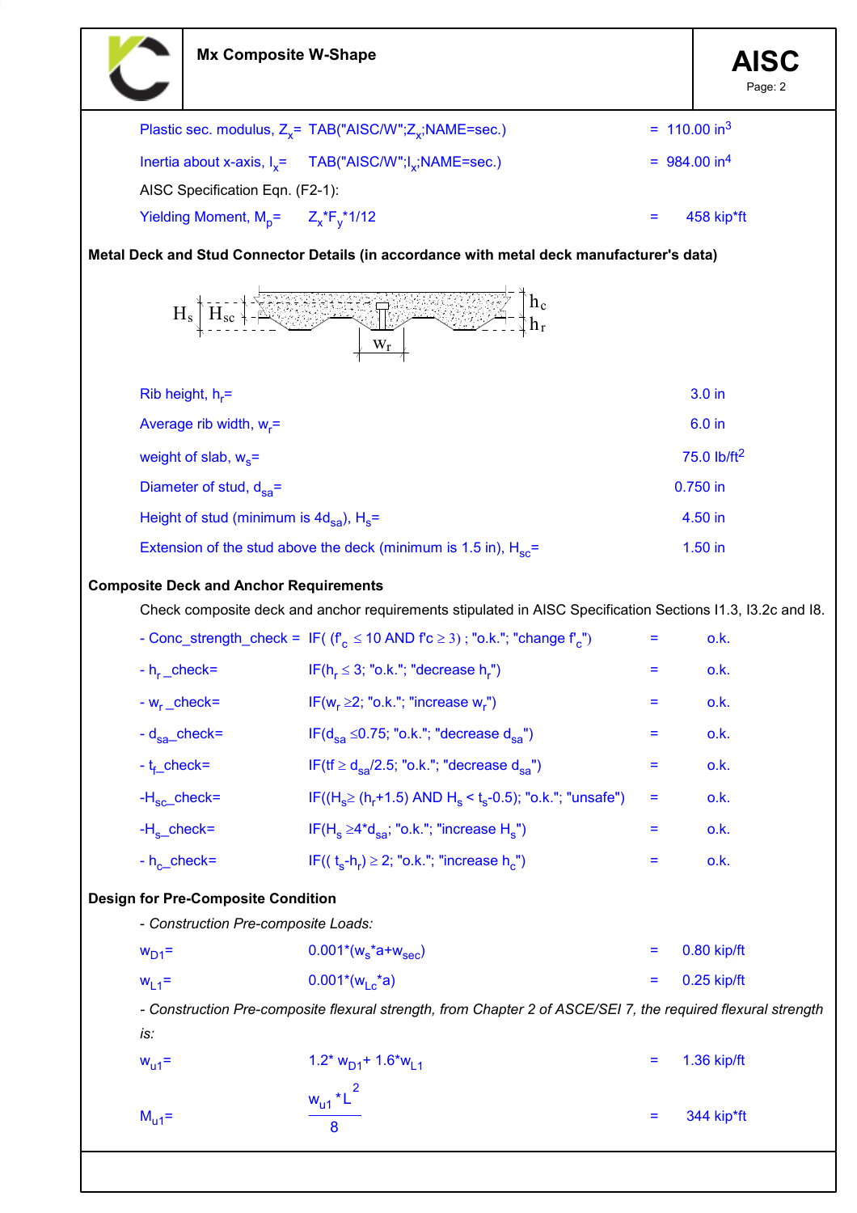Plastic sec. modulus, $Z_x$= TAB("AISC/W";$Z_x$;NAME=sec.) = 110.00 $in^3$

Inertia about x-axis, $I_x$= TAB("AISC/W";$I_x$;NAME=sec.) = 984.00 $in^4$

AISC Specification Eqn. (F2-1):

Yielding Moment, $M_p$= $Z_x*F_y*1/12$ = 458 kip*ft

**Metal Deck and Stud Connector Details (in accordance with metal deck manufacturer's data)**

Rib height, $h_r$= 3.0 in

Average rib width, $w_r$= 6.0 in

weight of slab, $w_s$= 75.0 $lb/ft^2$

Diameter of stud, $d_{sa}$= 0.750 in

Height of stud (minimum is $4d_{sa}$), $H_s$= 4.50 in

Extension of the stud above the deck (minimum is 1.5 in), $H_{sc}$= 1.50 in

**Composite Deck and Anchor Requirements**

Check composite deck and anchor requirements stipulated in AISC Specification Sections I1.3, I3.2c and I8.

- Conc_strength_check = IF( ($f'_c \leq 10$ AND $f'c \geq 3$) ; "o.k."; "change $f'_c$") = o.k.
- $h_r$_check= IF($h_r \leq 3$; "o.k."; "decrease $h_r$") = o.k.
- $w_r$_check= IF($w_r \geq 2$; "o.k."; "increase $w_r$") = o.k.
- $d_{sa}$_check= IF($d_{sa} \leq 0.75$; "o.k."; "decrease $d_{sa}$") = o.k.
- $t_f$_check= IF($tf \geq d_{sa}/2.5$; "o.k."; "decrease $d_{sa}$") = o.k.
- $H_{sc}$_check= IF(($H_s \geq (h_r+1.5)$ AND $H_s < t_s-0.5$); "o.k."; "unsafe") = o.k.
- $H_s$_check= IF($H_s \geq 4*d_{sa}$; "o.k."; "increase $H_s$") = o.k.
- $h_c$_check= IF(( $t_s-h_r$) $\geq 2$; "o.k."; "increase $h_c$") = o.k.

**Design for Pre-Composite Condition**

*- Construction Pre-composite Loads:*

$w_{D1}$= $0.001*(w_s*a+w_{sec})$ = 0.80 kip/ft

$w_{L1}$= $0.001*(w_{Lc}*a)$ = 0.25 kip/ft

*- Construction Pre-composite flexural strength, from Chapter 2 of ASCE/SEI 7, the required flexural strength is:*

$w_{u1}$= $1.2*w_{D1}+1.6*w_{L1}$ = 1.36 kip/ft

$$M_{u1} = \frac{w_{u1}*L^2}{8} = 344 \text{ kip*ft}$$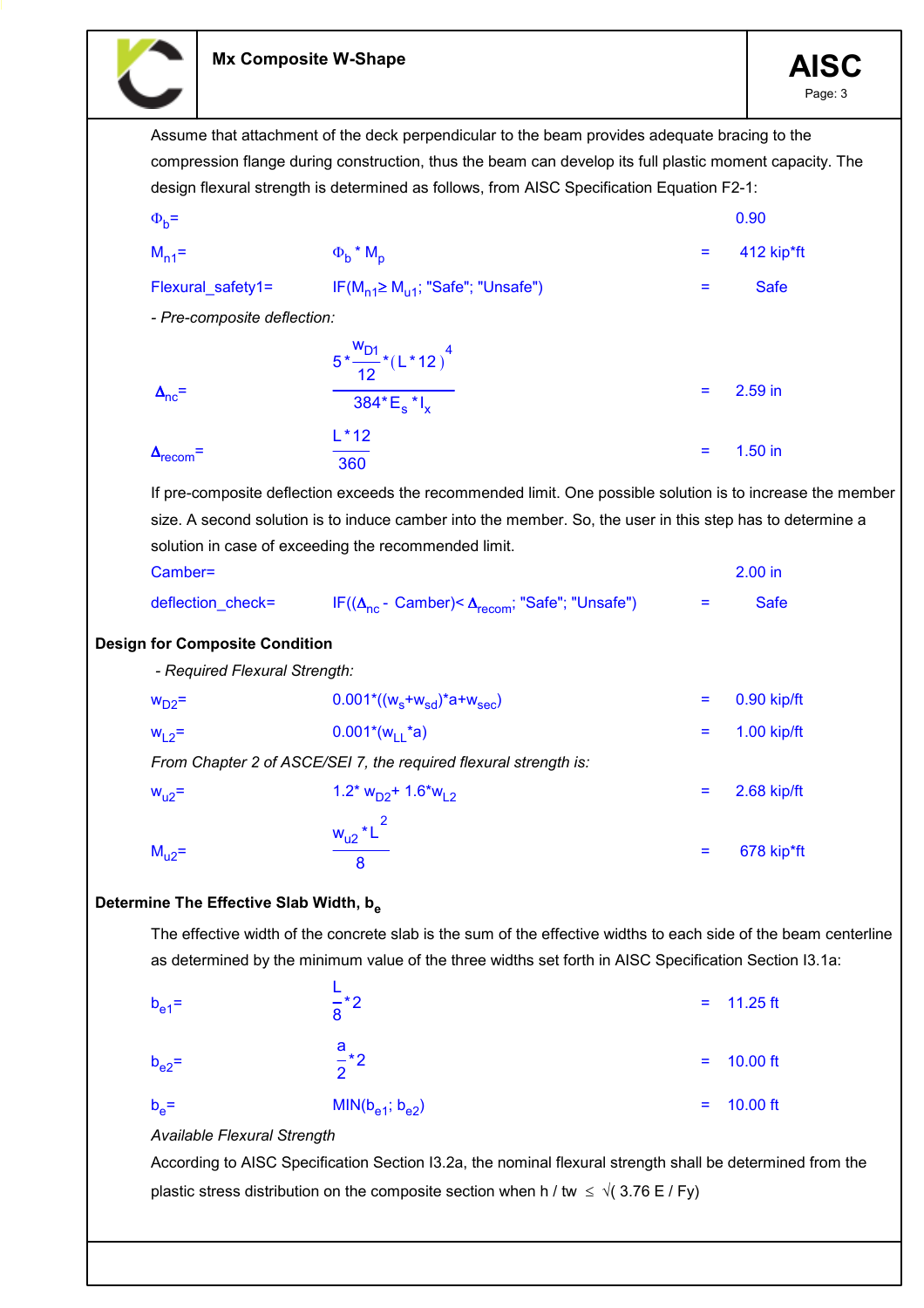Assume that attachment of the deck perpendicular to the beam provides adequate bracing to the compression flange during construction, thus the beam can develop its full plastic moment capacity. The design flexural strength is determined as follows, from AISC Specification Equation F2-1:

$\Phi_b$= 0.90

$M_{n1}$= $\Phi_b * M_p$ = 412 kip*ft

Flexural_safety1= IF($M_{n1} \geq M_{u1}$; "Safe"; "Unsafe") = Safe

*- Pre-composite deflection:*

$$\Delta_{nc} = \frac{5 * \frac{w_{D1}}{12} * (L*12)^4}{384 * E_s * I_x} = 2.59 \text{ in}$$

$$\Delta_{recom} = \frac{L*12}{360} = 1.50 \text{ in}$$

If pre-composite deflection exceeds the recommended limit. One possible solution is to increase the member size. A second solution is to induce camber into the member. So, the user in this step has to determine a solution in case of exceeding the recommended limit.

Camber= 2.00 in

deflection_check= IF(($\Delta_{nc}$ - Camber)< $\Delta_{recom}$; "Safe"; "Unsafe") = Safe

## Design for Composite Condition

*- Required Flexural Strength:*

$w_{D2}$= $0.001*((w_s+w_{sd})*a+w_{sec})$ = 0.90 kip/ft

$w_{L2}$= $0.001*(w_{LL}*a)$ = 1.00 kip/ft

*From Chapter 2 of ASCE/SEI 7, the required flexural strength is:*

$w_{u2}$= $1.2* w_{D2}+ 1.6*w_{L2}$ = 2.68 kip/ft

$$M_{u2} = \frac{w_{u2} * L^2}{8} = 678 \text{ kip*ft}$$

## Determine The Effective Slab Width, $b_e$

The effective width of the concrete slab is the sum of the effective widths to each side of the beam centerline as determined by the minimum value of the three widths set forth in AISC Specification Section I3.1a:

$$b_{e1} = \frac{L}{8}*2 = 11.25 \text{ ft}$$

$$b_{e2} = \frac{a}{2}*2 = 10.00 \text{ ft}$$

$b_e$= MIN($b_{e1}$; $b_{e2}$) = 10.00 ft

*Available Flexural Strength*

According to AISC Specification Section I3.2a, the nominal flexural strength shall be determined from the plastic stress distribution on the composite section when $h / t_w \leq \sqrt{(3.76 E / F_y)}$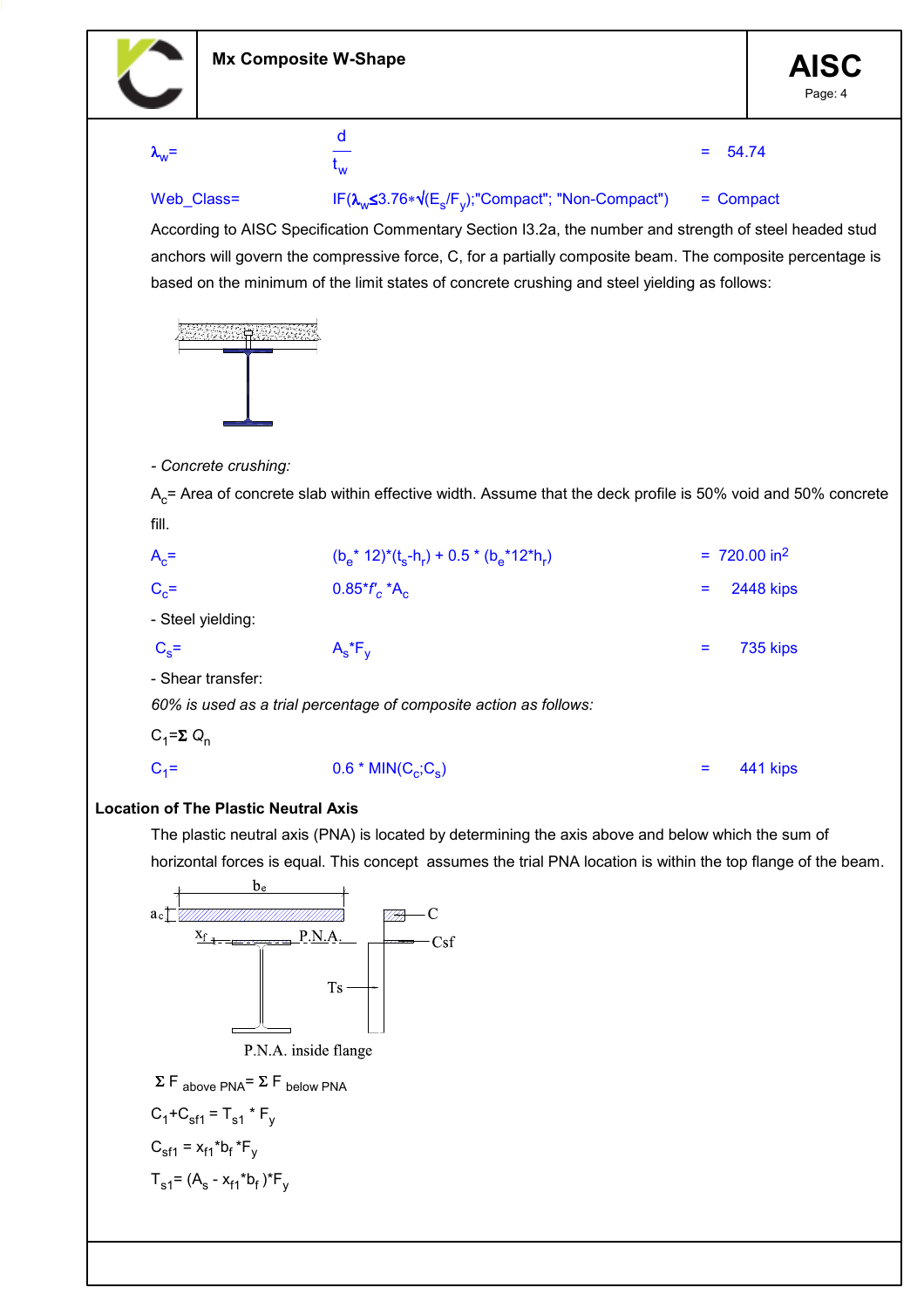| | | | |
|---|---|---|---|
| $\lambda_w$= | $\frac{d}{t_w}$ | = | 54.74 |
| Web_Class= | IF($\lambda_w \leq 3.76*\sqrt{(E_s/F_y)}$;"Compact"; "Non-Compact") | = | Compact |

According to AISC Specification Commentary Section I3.2a, the number and strength of steel headed stud anchors will govern the compressive force, C, for a partially composite beam. The composite percentage is based on the minimum of the limit states of concrete crushing and steel yielding as follows:

*- Concrete crushing:*

$A_c$= Area of concrete slab within effective width. Assume that the deck profile is 50% void and 50% concrete fill.

| | | | |
|---|---|---|---|
| $A_c$= | $(b_e * 12)*(t_s-h_r) + 0.5 * (b_e*12*h_r)$ | = | 720.00 $in^2$ |
| $C_c$= | $0.85*f'_c *A_c$ | = | 2448 kips |

- Steel yielding:

| | | | |
|---|---|---|---|
| $C_s$= | $A_s*F_y$ | = | 735 kips |

- Shear transfer:

*60% is used as a trial percentage of composite action as follows:*

$C_1 = \Sigma Q_n$

| | | | |
|---|---|---|---|
| $C_1$= | $0.6 * MIN(C_c;C_s)$ | = | 441 kips |

**Location of The Plastic Neutral Axis**

The plastic neutral axis (PNA) is located by determining the axis above and below which the sum of horizontal forces is equal. This concept assumes the trial PNA location is within the top flange of the beam.

P.N.A. inside flange

$\Sigma F_{above\ PNA} = \Sigma F_{below\ PNA}$

$C_1 + C_{sf1} = T_{s1} * F_y$

$C_{sf1} = x_{f1}*b_f*F_y$

$T_{s1} = (A_s - x_{f1}*b_f)*F_y$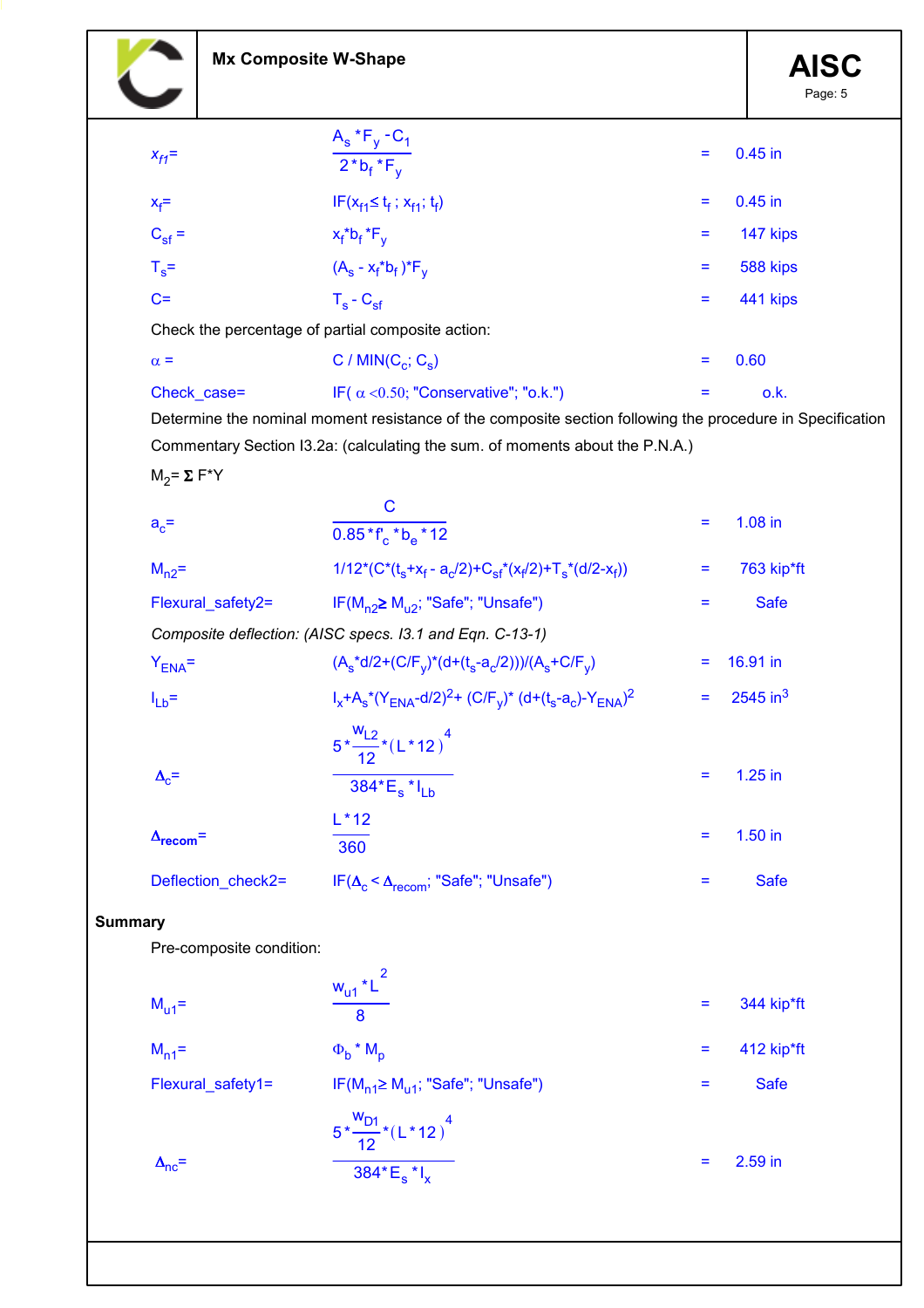| | | | |
|---|---|---|---|
| $x_{f1}$= | $\dfrac{A_s * F_y - C_1}{2 * b_f * F_y}$ | = | 0.45 in |
| $x_f$= | IF($x_{f1} \leq t_f$ ; $x_{f1}$; $t_f$) | = | 0.45 in |
| $C_{sf}$ = | $x_f * b_f * F_y$ | = | 147 kips |
| $T_s$= | $(A_s - x_f * b_f) * F_y$ | = | 588 kips |
| C= | $T_s - C_{sf}$ | = | 441 kips |

Check the percentage of partial composite action:

| | | | |
|---|---|---|---|
| $\alpha$ = | C / MIN($C_c$; $C_s$) | = | 0.60 |
| Check_case= | IF( $\alpha$ <0.50; "Conservative"; "o.k.") | = | o.k. |

Determine the nominal moment resistance of the composite section following the procedure in Specification Commentary Section I3.2a: (calculating the sum. of moments about the P.N.A.)

$M_2 = \Sigma$ F*Y

| | | | |
|---|---|---|---|
| $a_c$= | $\dfrac{C}{0.85 * f'_c * b_e * 12}$ | = | 1.08 in |
| $M_{n2}$= | $1/12*(C*(t_s+x_f - a_c/2)+C_{sf}*(x_f/2)+T_s*(d/2-x_f))$ | = | 763 kip*ft |
| Flexural_safety2= | IF($M_{n2} \geq M_{u2}$; "Safe"; "Unsafe") | = | Safe |

*Composite deflection: (AISC specs. I3.1 and Eqn. C-13-1)*

| | | | |
|---|---|---|---|
| $Y_{ENA}$= | $(A_s*d/2+(C/F_y)*(d+(t_s-a_c/2)))/(A_s+C/F_y)$ | = | 16.91 in |
| $I_{Lb}$= | $I_x+A_s*(Y_{ENA}-d/2)^2+ (C/F_y)* (d+(t_s-a_c)-Y_{ENA})^2$ | = | 2545 in$^3$ |
| $\Delta_c$= | $\dfrac{5 * \dfrac{w_{L2}}{12} * (L * 12)^4}{384 * E_s * I_{Lb}}$ | = | 1.25 in |
| $\Delta_{recom}$= | $\dfrac{L * 12}{360}$ | = | 1.50 in |
| Deflection_check2= | IF($\Delta_c < \Delta_{recom}$; "Safe"; "Unsafe") | = | Safe |

**Summary**

Pre-composite condition:

| | | | |
|---|---|---|---|
| $M_{u1}$= | $\dfrac{w_{u1} * L^2}{8}$ | = | 344 kip*ft |
| $M_{n1}$= | $\Phi_b * M_p$ | = | 412 kip*ft |
| Flexural_safety1= | IF($M_{n1} \geq M_{u1}$; "Safe"; "Unsafe") | = | Safe |
| $\Delta_{nc}$= | $\dfrac{5 * \dfrac{w_{D1}}{12} * (L * 12)^4}{384 * E_s * I_x}$ | = | 2.59 in |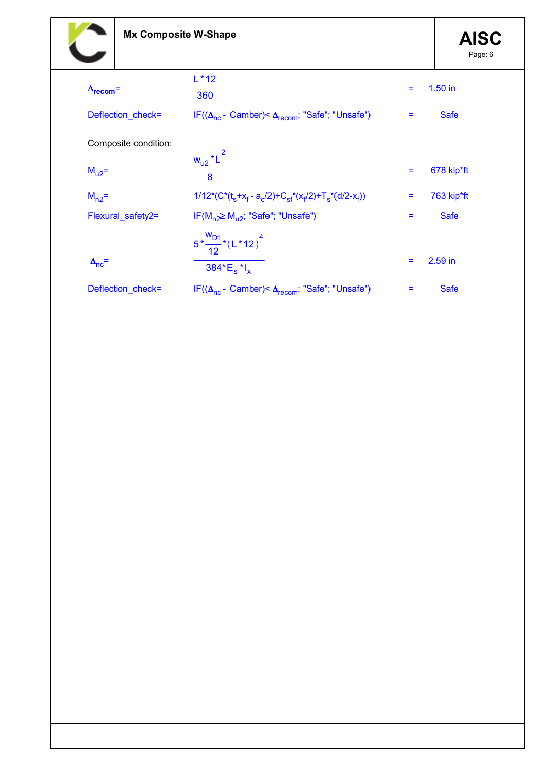$$\Delta_{recom} = \frac{L*12}{360} = 1.50 \text{ in}$$

Deflection_check= IF(($\Delta_{nc}$ - Camber)< $\Delta_{recom}$; "Safe"; "Unsafe") = Safe

Composite condition:

$$M_{u2} = \frac{w_{u2}*L^2}{8} = 678 \text{ kip*ft}$$

$$M_{n2} = 1/12*(C*(t_s+x_f - a_c/2)+C_{sf}*(x_f/2)+T_s*(d/2-x_f)) = 763 \text{ kip*ft}$$

Flexural_safety2= IF($M_{n2} \geq M_{u2}$; "Safe"; "Unsafe") = Safe

$$\Delta_{nc} = \frac{5*\frac{w_{D1}}{12}*(L*12)^4}{384*E_s*I_x} = 2.59 \text{ in}$$

Deflection_check= IF(($\Delta_{nc}$ - Camber)< $\Delta_{recom}$; "Safe"; "Unsafe") = Safe